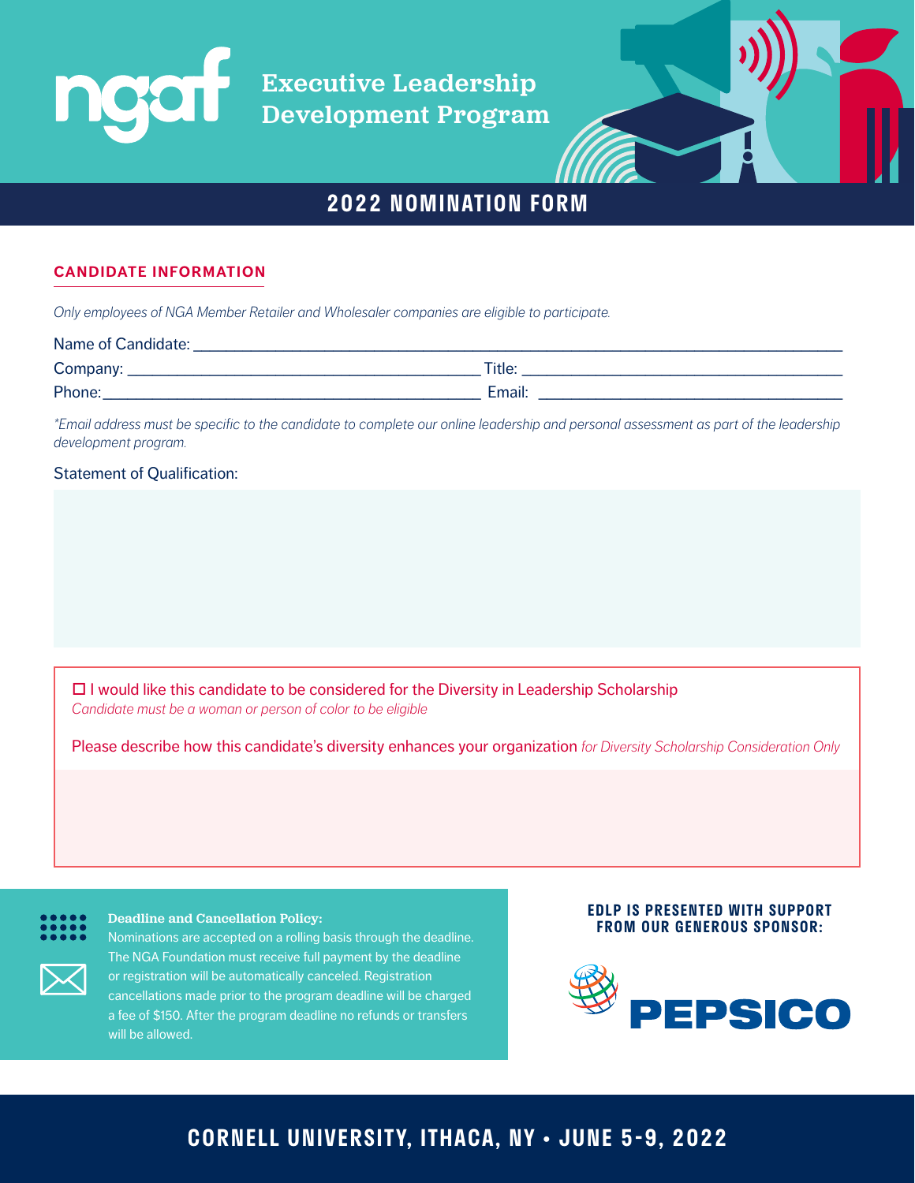ngaf

# Executive Leadership Development Program

## 2022 NOMINATION FORM

### CANDIDATE INFORMATION

*Only employees of NGA Member Retailer and Wholesaler companies are eligible to participate.*

Name of Candidate: ____________________________________________

Company: ______________________ Title: ______________________

Phone: ______________________ Email: ______________________

*\*Email address must be specific to the candidate to complete our online leadership and personal assessment as part of the leadership development program.*

Statement of Qualification:

☐ I would like this candidate to be considered for the Diversity in Leadership Scholarship
*Candidate must be a woman or person of color to be eligible*

Please describe how this candidate's diversity enhances your organization *for Diversity Scholarship Consideration Only*

**Deadline and Cancellation Policy:**
Nominations are accepted on a rolling basis through the deadline. The NGA Foundation must receive full payment by the deadline or registration will be automatically canceled. Registration cancellations made prior to the program deadline will be charged a fee of $150. After the program deadline no refunds or transfers will be allowed.

**EDLP IS PRESENTED WITH SUPPORT FROM OUR GENEROUS SPONSOR:**

PEPSICO

**CORNELL UNIVERSITY, ITHACA, NY • JUNE 5-9, 2022**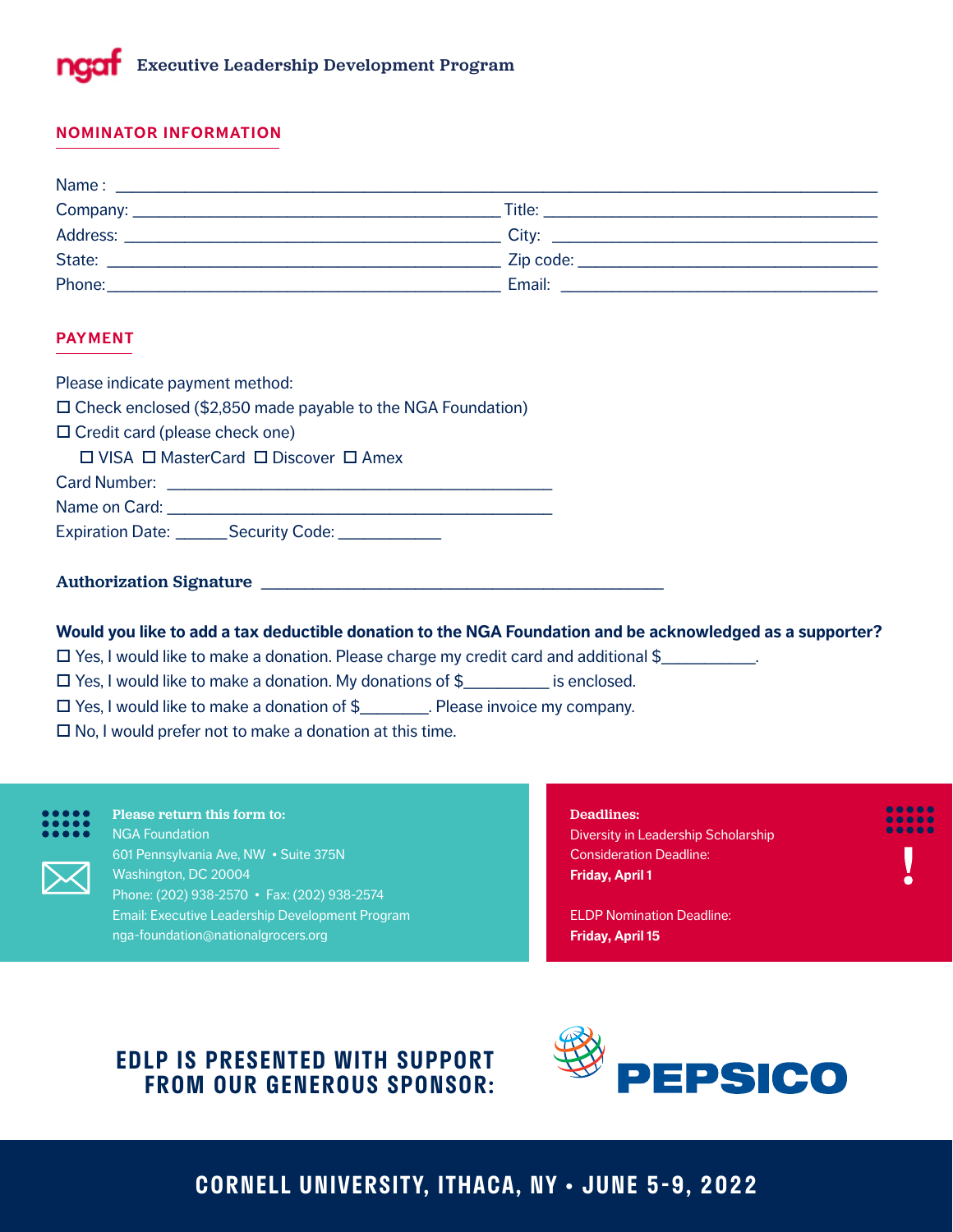ngaf **Executive Leadership Development Program**

## NOMINATOR INFORMATION

Name : ______________________________________________________________

Company: ______________________________ Title: ______________________________

Address: ______________________________ City: ______________________________

State: ______________________________ Zip code: ______________________________

Phone: ______________________________ Email: ______________________________

## PAYMENT

Please indicate payment method:

☐ Check enclosed ($2,850 made payable to the NGA Foundation)

☐ Credit card (please check one)

☐ VISA ☐ MasterCard ☐ Discover ☐ Amex

Card Number: ______________________________

Name on Card: ______________________________

Expiration Date: ______Security Code: ____________

**Authorization Signature** ______________________________

**Would you like to add a tax deductible donation to the NGA Foundation and be acknowledged as a supporter?**

☐ Yes, I would like to make a donation. Please charge my credit card and additional $__________.

☐ Yes, I would like to make a donation. My donations of $__________ is enclosed.

☐ Yes, I would like to make a donation of $________. Please invoice my company.

☐ No, I would prefer not to make a donation at this time.

**Please return this form to:**
NGA Foundation
601 Pennsylvania Ave, NW • Suite 375N
Washington, DC 20004
Phone: (202) 938-2570 • Fax: (202) 938-2574
Email: Executive Leadership Development Program
nga-foundation@nationalgrocers.org

**Deadlines:**
Diversity in Leadership Scholarship Consideration Deadline:
**Friday, April 1**

ELDP Nomination Deadline:
**Friday, April 15**

**EDLP IS PRESENTED WITH SUPPORT FROM OUR GENEROUS SPONSOR:** PEPSICO

**CORNELL UNIVERSITY, ITHACA, NY • JUNE 5-9, 2022**